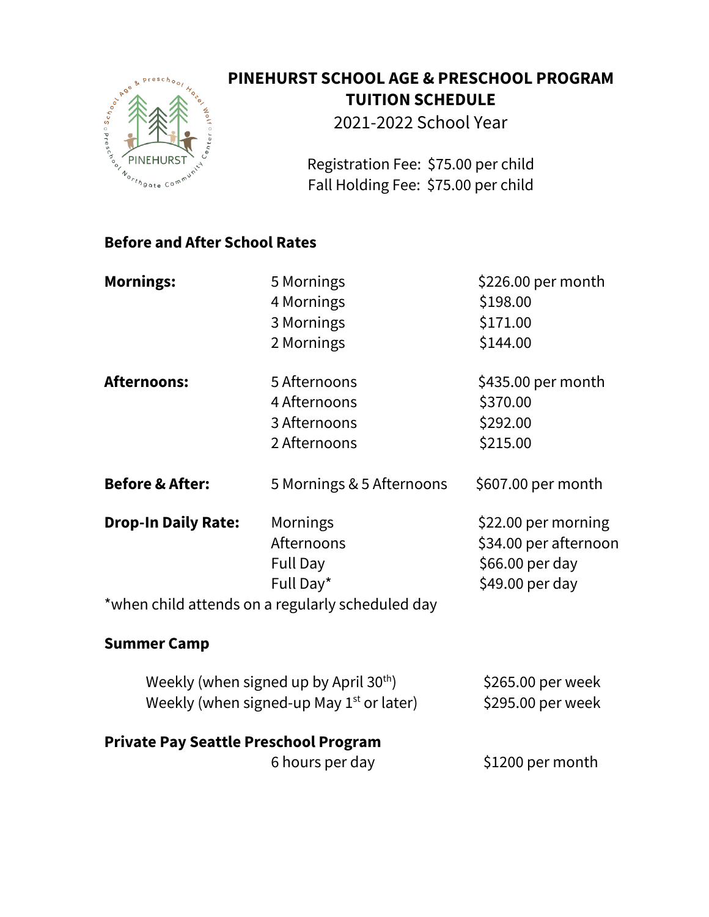# PINEHURST SCHOOL AGE & PRESCHOOL PROGRAM TUITION SCHEDULE

2021-2022 School Year

Registration Fee: $75.00 per child
Fall Holding Fee: $75.00 per child

## Before and After School Rates

| | | |
|---|---|---|
| **Mornings:** | 5 Mornings | $226.00 per month |
| | 4 Mornings | $198.00 |
| | 3 Mornings | $171.00 |
| | 2 Mornings | $144.00 |
| **Afternoons:** | 5 Afternoons | $435.00 per month |
| | 4 Afternoons | $370.00 |
| | 3 Afternoons | $292.00 |
| | 2 Afternoons | $215.00 |
| **Before & After:** | 5 Mornings & 5 Afternoons | $607.00 per month |
| **Drop-In Daily Rate:** | Mornings | $22.00 per morning |
| | Afternoons | $34.00 per afternoon |
| | Full Day | $66.00 per day |
| | Full Day* | $49.00 per day |

*when child attends on a regularly scheduled day

## Summer Camp

| | |
|---|---|
| Weekly (when signed up by April 30th) | $265.00 per week |
| Weekly (when signed-up May 1st or later) | $295.00 per week |

## Private Pay Seattle Preschool Program

| | |
|---|---|
| 6 hours per day | $1200 per month |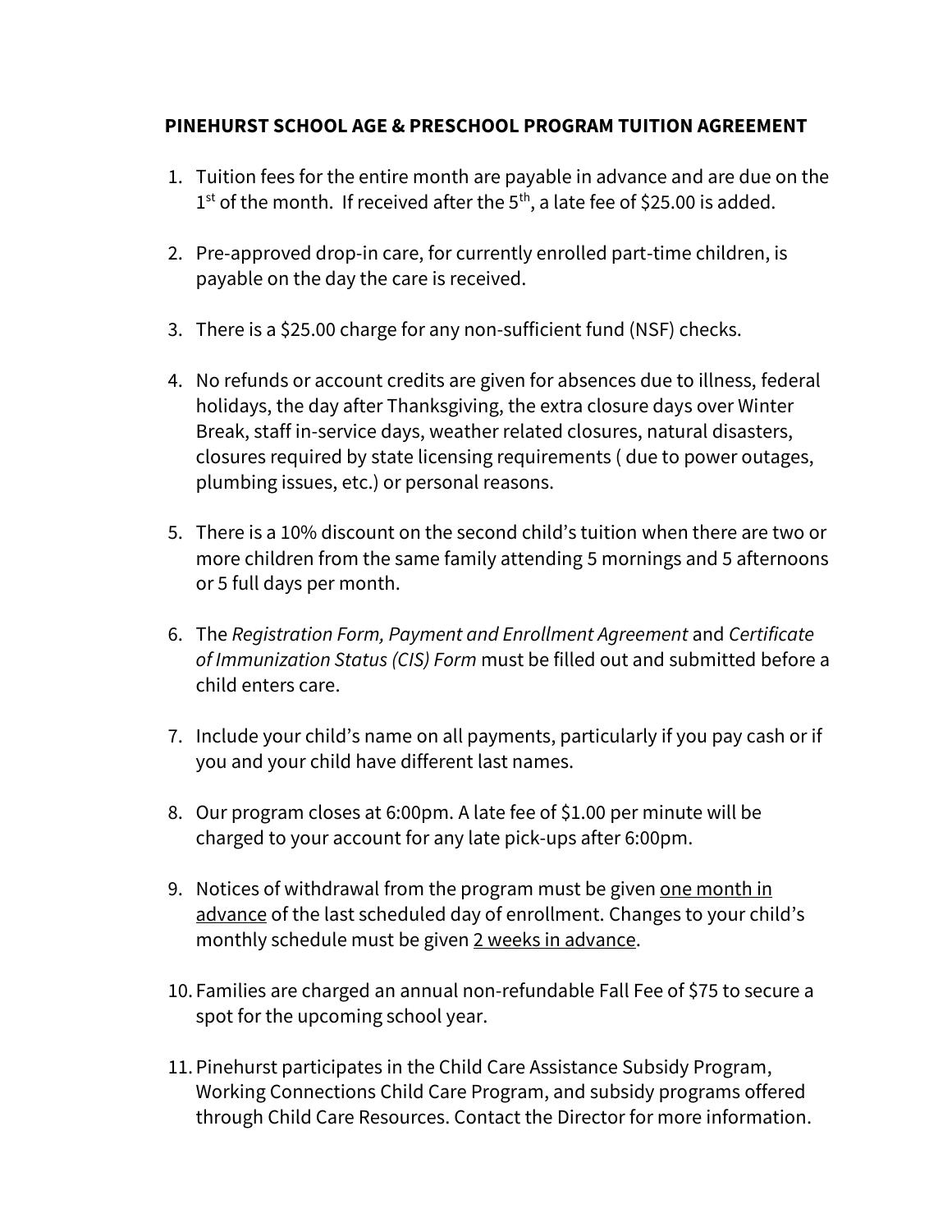## PINEHURST SCHOOL AGE & PRESCHOOL PROGRAM TUITION AGREEMENT

1. Tuition fees for the entire month are payable in advance and are due on the 1st of the month. If received after the 5th, a late fee of $25.00 is added.

2. Pre-approved drop-in care, for currently enrolled part-time children, is payable on the day the care is received.

3. There is a $25.00 charge for any non-sufficient fund (NSF) checks.

4. No refunds or account credits are given for absences due to illness, federal holidays, the day after Thanksgiving, the extra closure days over Winter Break, staff in-service days, weather related closures, natural disasters, closures required by state licensing requirements ( due to power outages, plumbing issues, etc.) or personal reasons.

5. There is a 10% discount on the second child's tuition when there are two or more children from the same family attending 5 mornings and 5 afternoons or 5 full days per month.

6. The *Registration Form, Payment and Enrollment Agreement* and *Certificate of Immunization Status (CIS) Form* must be filled out and submitted before a child enters care.

7. Include your child's name on all payments, particularly if you pay cash or if you and your child have different last names.

8. Our program closes at 6:00pm. A late fee of $1.00 per minute will be charged to your account for any late pick-ups after 6:00pm.

9. Notices of withdrawal from the program must be given <u>one month in advance</u> of the last scheduled day of enrollment. Changes to your child's monthly schedule must be given <u>2 weeks in advance</u>.

10. Families are charged an annual non-refundable Fall Fee of $75 to secure a spot for the upcoming school year.

11. Pinehurst participates in the Child Care Assistance Subsidy Program, Working Connections Child Care Program, and subsidy programs offered through Child Care Resources. Contact the Director for more information.